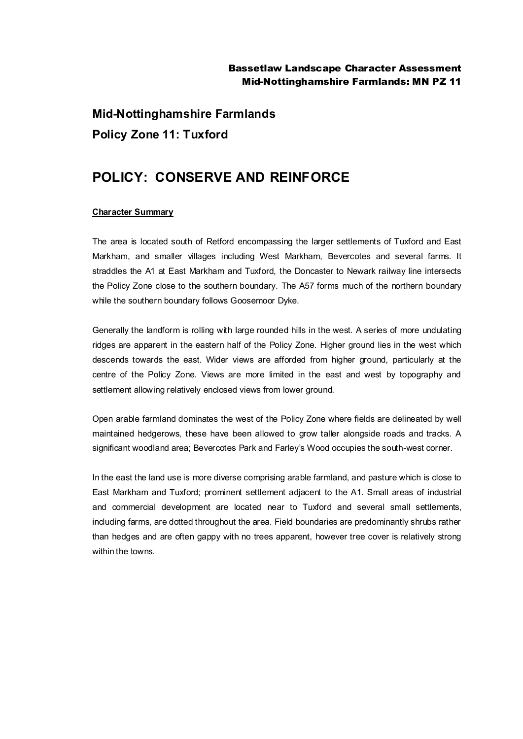## Mid-Nottinghamshire Farmlands

## Policy Zone 11: Tuxford

# POLICY: CONSERVE AND REINFORCE

**Character Summary**

The area is located south of Retford encompassing the larger settlements of Tuxford and East Markham, and smaller villages including West Markham, Bevercotes and several farms. It straddles the A1 at East Markham and Tuxford, the Doncaster to Newark railway line intersects the Policy Zone close to the southern boundary. The A57 forms much of the northern boundary while the southern boundary follows Goosemoor Dyke.

Generally the landform is rolling with large rounded hills in the west. A series of more undulating ridges are apparent in the eastern half of the Policy Zone. Higher ground lies in the west which descends towards the east. Wider views are afforded from higher ground, particularly at the centre of the Policy Zone. Views are more limited in the east and west by topography and settlement allowing relatively enclosed views from lower ground.

Open arable farmland dominates the west of the Policy Zone where fields are delineated by well maintained hedgerows, these have been allowed to grow taller alongside roads and tracks. A significant woodland area; Bevercotes Park and Farley's Wood occupies the south-west corner.

In the east the land use is more diverse comprising arable farmland, and pasture which is close to East Markham and Tuxford; prominent settlement adjacent to the A1. Small areas of industrial and commercial development are located near to Tuxford and several small settlements, including farms, are dotted throughout the area. Field boundaries are predominantly shrubs rather than hedges and are often gappy with no trees apparent, however tree cover is relatively strong within the towns.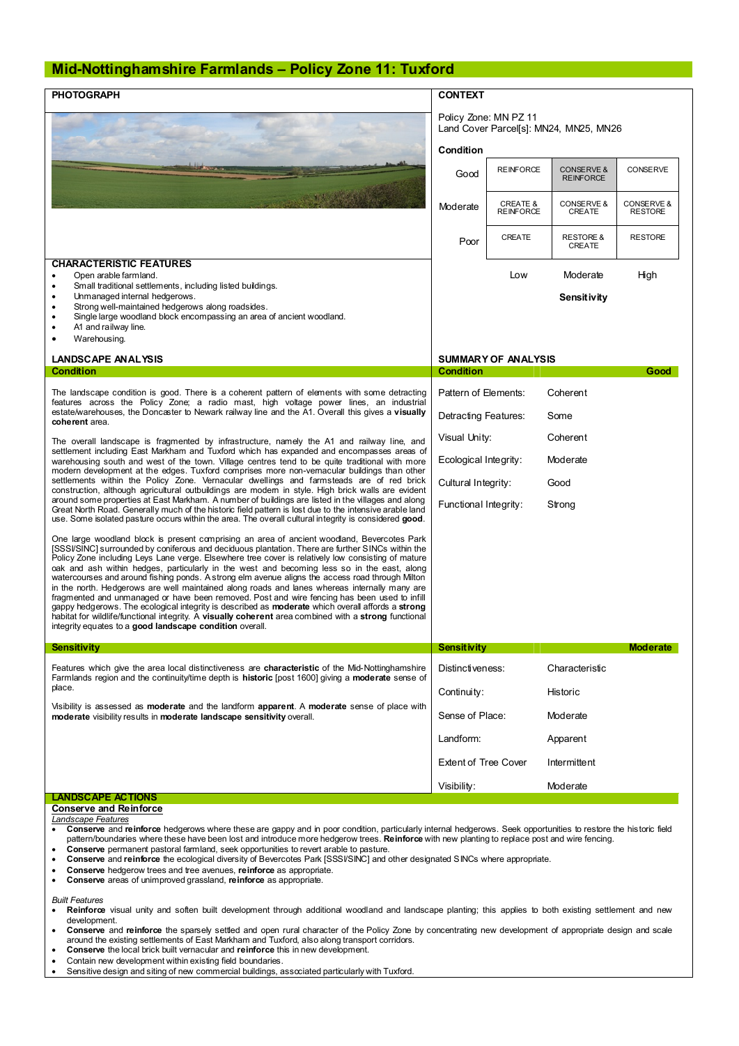# Mid-Nottinghamshire Farmlands – Policy Zone 11: Tuxford

## PHOTOGRAPH

## CONTEXT

Policy Zone: MN PZ 11
Land Cover Parcel[s]: MN24, MN25, MN26

**Condition**

| | | | |
|---|---|---|---|
| Good | REINFORCE | CONSERVE & REINFORCE | CONSERVE |
| Moderate | CREATE & REINFORCE | CONSERVE & CREATE | CONSERVE & RESTORE |
| Poor | CREATE | RESTORE & CREATE | RESTORE |
| | Low | Moderate | High |

**Sensitivity**

## CHARACTERISTIC FEATURES

- Open arable farmland.
- Small traditional settlements, including listed buildings.
- Unmanaged internal hedgerows.
- Strong well-maintained hedgerows along roadsides.
- Single large woodland block encompassing an area of ancient woodland.
- A1 and railway line.
- Warehousing.

## LANDSCAPE ANALYSIS

### Condition

The landscape condition is good. There is a coherent pattern of elements with some detracting features across the Policy Zone; a radio mast, high voltage power lines, an industrial estate/warehouses, the Doncaster to Newark railway line and the A1. Overall this gives a **visually coherent** area.

The overall landscape is fragmented by infrastructure, namely the A1 and railway line, and settlement including East Markham and Tuxford which has expanded and encompasses areas of warehousing south and west of the town. Village centres tend to be quite traditional with more modern development at the edges. Tuxford comprises more non-vernacular buildings than other settlements within the Policy Zone. Vernacular dwellings and farmsteads are of red brick construction, although agricultural outbuildings are modern in style. High brick walls are evident around some properties at East Markham. A number of buildings are listed in the villages and along Great North Road. Generally much of the historic field pattern is lost due to the intensive arable land use. Some isolated pasture occurs within the area. The overall cultural integrity is considered **good**.

One large woodland block is present comprising an area of ancient woodland, Bevercotes Park [SSSI/SINC] surrounded by coniferous and deciduous plantation. There are further SINCs within the Policy Zone including Leys Lane verge. Elsewhere tree cover is relatively low consisting of mature oak and ash within hedges, particularly in the west and becoming less so in the east, along watercourses and around fishing ponds. A strong elm avenue aligns the access road through Milton in the north. Hedgerows are well maintained along roads and lanes whereas internally many are fragmented and unmanaged or have been removed. Post and wire fencing has been used to infill gappy hedgerows. The ecological integrity is described as **moderate** which overall affords a **strong** habitat for wildlife/functional integrity. A **visually coherent** area combined with a **strong** functional integrity equates to a **good landscape condition** overall.

## SUMMARY OF ANALYSIS

| Condition | Good |
|---|---|
| Pattern of Elements: | Coherent |
| Detracting Features: | Some |
| Visual Unity: | Coherent |
| Ecological Integrity: | Moderate |
| Cultural Integrity: | Good |
| Functional Integrity: | Strong |

### Sensitivity

Features which give the area local distinctiveness are **characteristic** of the Mid-Nottinghamshire Farmlands region and the continuity/time depth is **historic** [post 1600] giving a **moderate** sense of place.

Visibility is assessed as **moderate** and the landform **apparent**. A **moderate** sense of place with **moderate** visibility results in **moderate landscape sensitivity** overall.

| Sensitivity | Moderate |
|---|---|
| Distinctiveness: | Characteristic |
| Continuity: | Historic |
| Sense of Place: | Moderate |
| Landform: | Apparent |
| Extent of Tree Cover | Intermittent |
| Visibility: | Moderate |

## LANDSCAPE ACTIONS

### Conserve and Reinforce

*Landscape Features*

- **Conserve** and **reinforce** hedgerows where these are gappy and in poor condition, particularly internal hedgerows. Seek opportunities to restore the historic field pattern/boundaries where these have been lost and introduce more hedgerow trees. **Reinforce** with new planting to replace post and wire fencing.
- **Conserve** permanent pastoral farmland, seek opportunities to revert arable to pasture.
- **Conserve** and **reinforce** the ecological diversity of Bevercotes Park [SSSI/SINC] and other designated SINCs where appropriate.
- **Conserve** hedgerow trees and tree avenues, **reinforce** as appropriate.
- **Conserve** areas of unimproved grassland, **reinforce** as appropriate.

*Built Features*

- **Reinforce** visual unity and soften built development through additional woodland and landscape planting; this applies to both existing settlement and new development.
- **Conserve** and **reinforce** the sparsely settled and open rural character of the Policy Zone by concentrating new development of appropriate design and scale around the existing settlements of East Markham and Tuxford, also along transport corridors.
- **Conserve** the local brick built vernacular and **reinforce** this in new development.
- Contain new development within existing field boundaries.
- Sensitive design and siting of new commercial buildings, associated particularly with Tuxford.